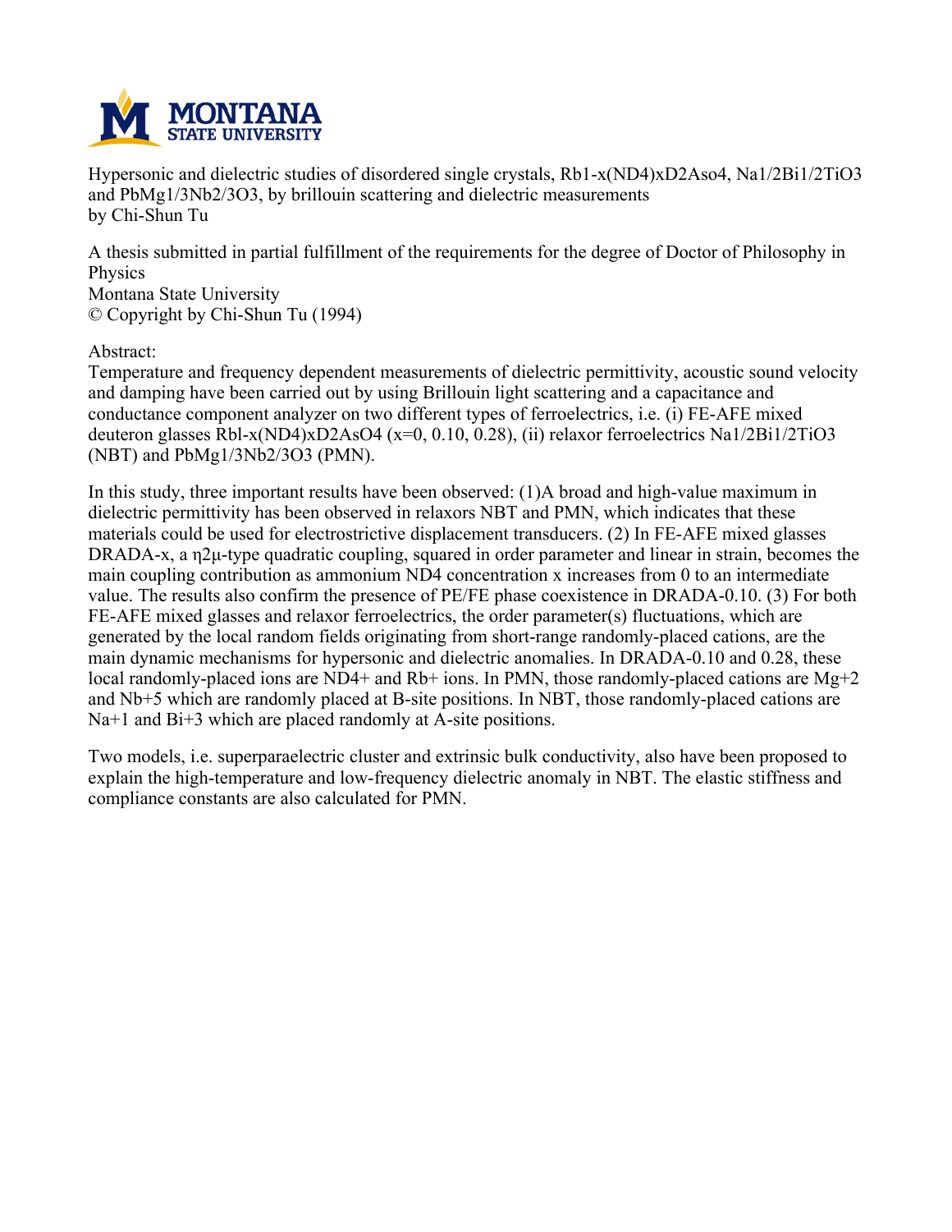Hypersonic and dielectric studies of disordered single crystals, $Rb_{1-x}(ND_4)_xD_2AsO_4$, $Na_{1/2}Bi_{1/2}TiO_3$ and $PbMg_{1/3}Nb_{2/3}O_3$, by brillouin scattering and dielectric measurements
by Chi-Shun Tu

A thesis submitted in partial fulfillment of the requirements for the degree of Doctor of Philosophy in Physics
Montana State University
© Copyright by Chi-Shun Tu (1994)

Abstract:
Temperature and frequency dependent measurements of dielectric permittivity, acoustic sound velocity and damping have been carried out by using Brillouin light scattering and a capacitance and conductance component analyzer on two different types of ferroelectrics, i.e. (i) FE-AFE mixed deuteron glasses $Rb_{1-x}(ND_4)_xD_2AsO_4$ (x=0, 0.10, 0.28), (ii) relaxor ferroelectrics $Na_{1/2}Bi_{1/2}TiO_3$ (NBT) and $PbMg_{1/3}Nb_{2/3}O_3$ (PMN).

In this study, three important results have been observed: (1)A broad and high-value maximum in dielectric permittivity has been observed in relaxors NBT and PMN, which indicates that these materials could be used for electrostrictive displacement transducers. (2) In FE-AFE mixed glasses DRADA-x, a $\eta^2\mu$-type quadratic coupling, squared in order parameter and linear in strain, becomes the main coupling contribution as ammonium $ND_4$ concentration x increases from 0 to an intermediate value. The results also confirm the presence of PE/FE phase coexistence in DRADA-0.10. (3) For both FE-AFE mixed glasses and relaxor ferroelectrics, the order parameter(s) fluctuations, which are generated by the local random fields originating from short-range randomly-placed cations, are the main dynamic mechanisms for hypersonic and dielectric anomalies. In DRADA-0.10 and 0.28, these local randomly-placed ions are $ND_4^+$ and $Rb^+$ ions. In PMN, those randomly-placed cations are $Mg^{+2}$ and $Nb^{+5}$ which are randomly placed at B-site positions. In NBT, those randomly-placed cations are $Na^{+1}$ and $Bi^{+3}$ which are placed randomly at A-site positions.

Two models, i.e. superparaelectric cluster and extrinsic bulk conductivity, also have been proposed to explain the high-temperature and low-frequency dielectric anomaly in NBT. The elastic stiffness and compliance constants are also calculated for PMN.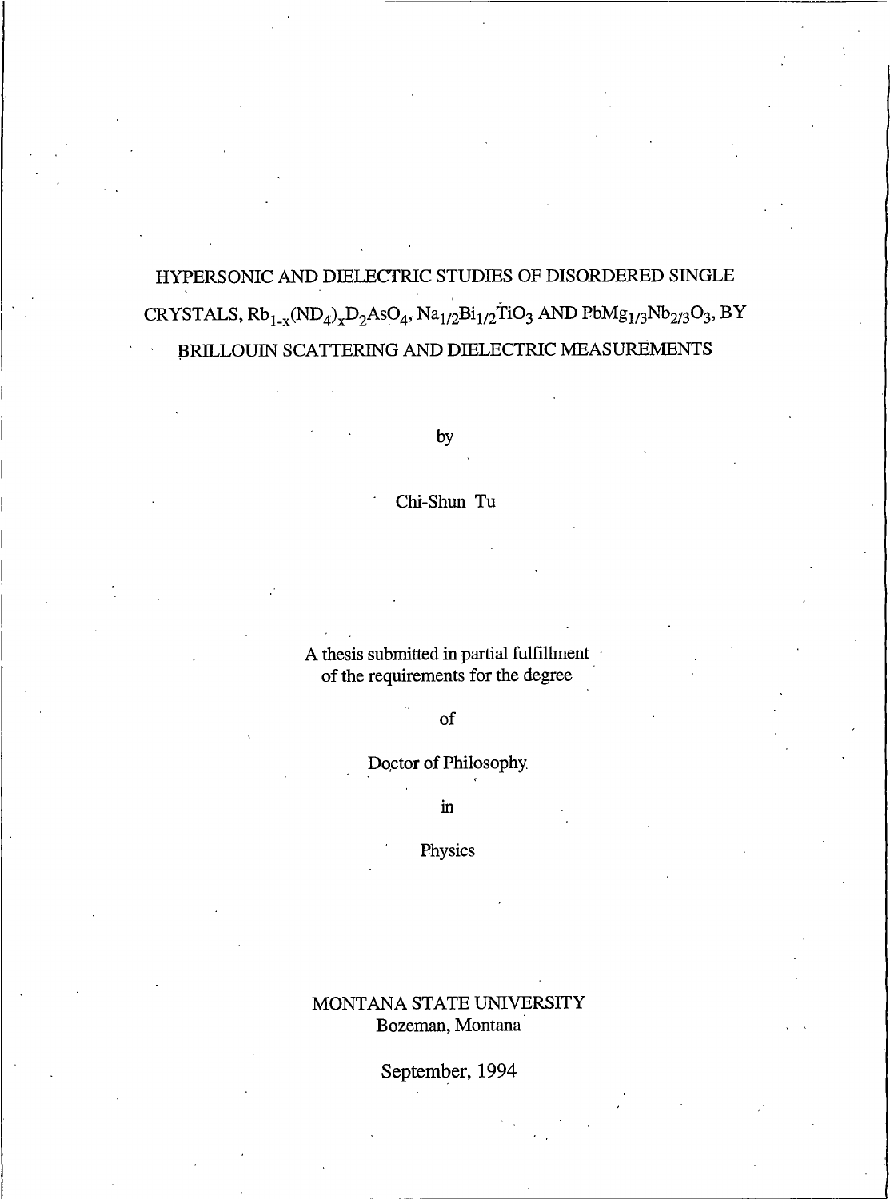# HYPERSONIC AND DIELECTRIC STUDIES OF DISORDERED SINGLE CRYSTALS, $Rb_{1-x}(ND_4)_xD_2AsO_4$, $Na_{1/2}Bi_{1/2}TiO_3$ AND $PbMg_{1/3}Nb_{2/3}O_3$, BY BRILLOUIN SCATTERING AND DIELECTRIC MEASUREMENTS

by

Chi-Shun Tu

A thesis submitted in partial fulfillment of the requirements for the degree

of

Doctor of Philosophy

in

Physics

MONTANA STATE UNIVERSITY
Bozeman, Montana

September, 1994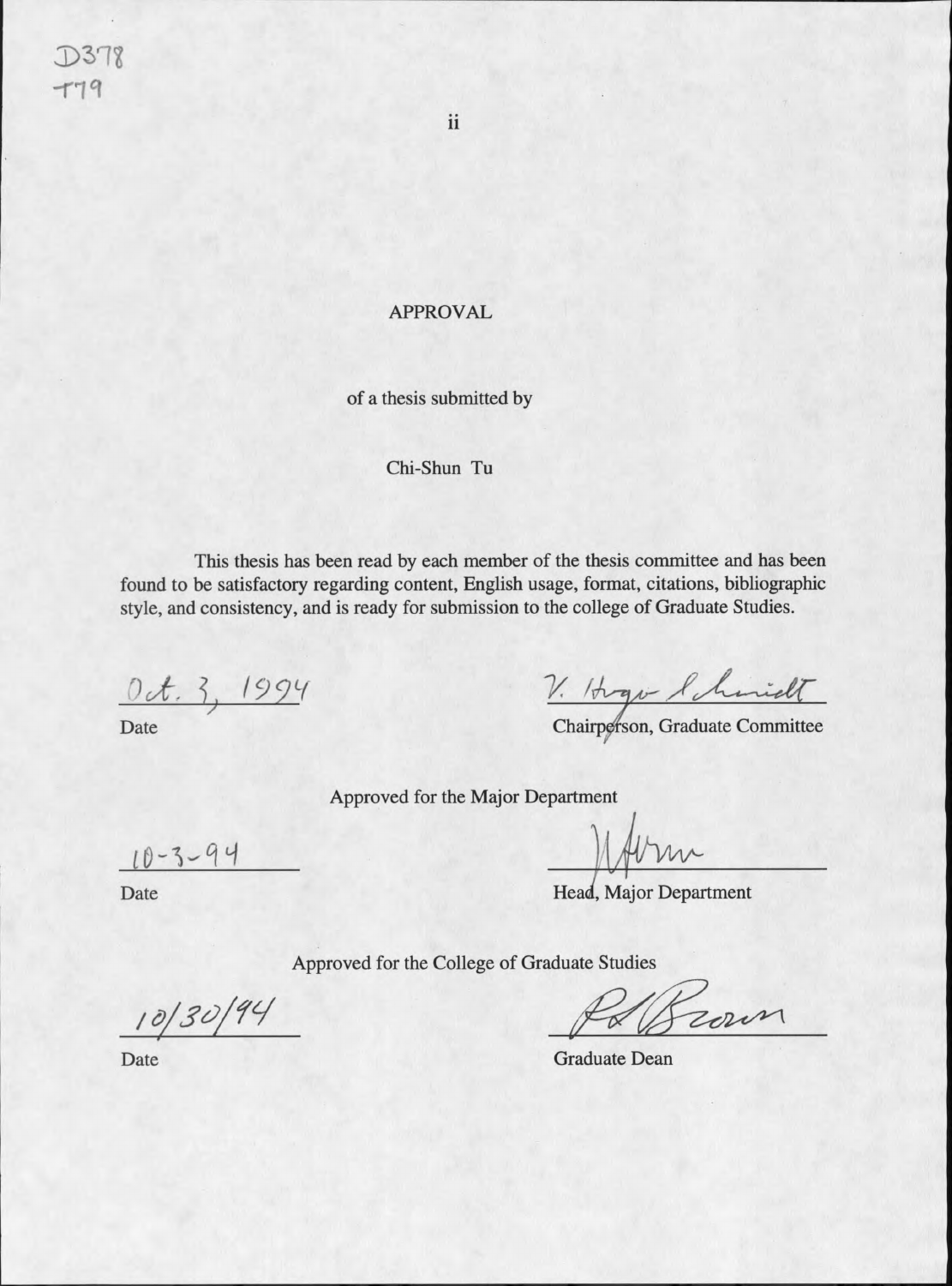D378
T79

# APPROVAL

of a thesis submitted by

Chi-Shun Tu

This thesis has been read by each member of the thesis committee and has been found to be satisfactory regarding content, English usage, format, citations, bibliographic style, and consistency, and is ready for submission to the college of Graduate Studies.

Oct. 3, 1994
Date

V. Hugo Schmidt
Chairperson, Graduate Committee

Approved for the Major Department

10-3-94
Date

Head, Major Department

Approved for the College of Graduate Studies

10/30/94
Date

Graduate Dean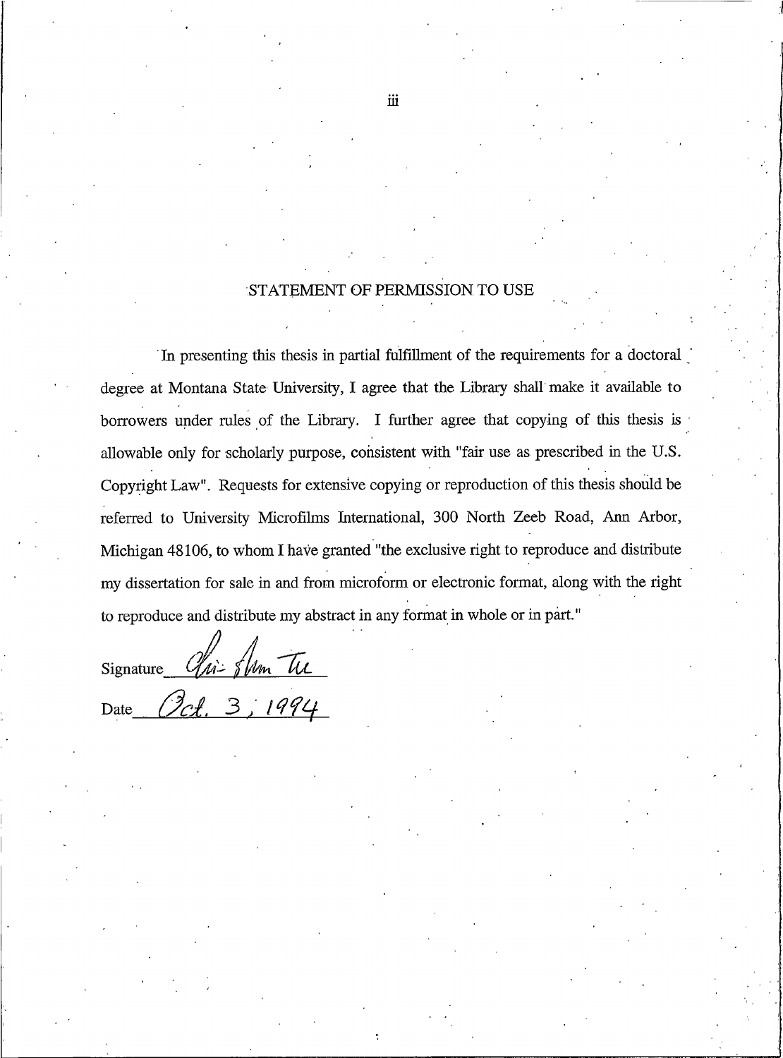## STATEMENT OF PERMISSION TO USE

In presenting this thesis in partial fulfillment of the requirements for a doctoral degree at Montana State University, I agree that the Library shall make it available to borrowers under rules of the Library. I further agree that copying of this thesis is allowable only for scholarly purpose, consistent with "fair use as prescribed in the U.S. Copyright Law". Requests for extensive copying or reproduction of this thesis should be referred to University Microfilms International, 300 North Zeeb Road, Ann Arbor, Michigan 48106, to whom I have granted "the exclusive right to reproduce and distribute my dissertation for sale in and from microform or electronic format, along with the right to reproduce and distribute my abstract in any format in whole or in part."

Signature *Chi-Shun Tu*

Date *Oct. 3, 1994*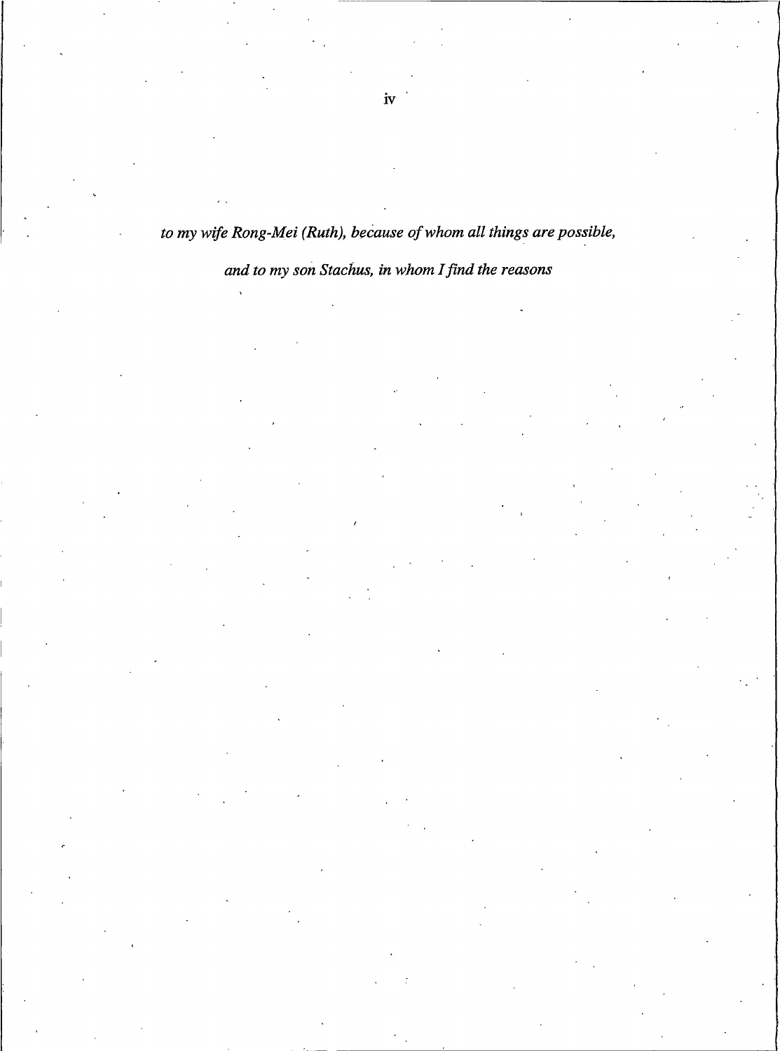*to my wife Rong-Mei (Ruth), because of whom all things are possible,*

*and to my son Stachus, in whom I find the reasons*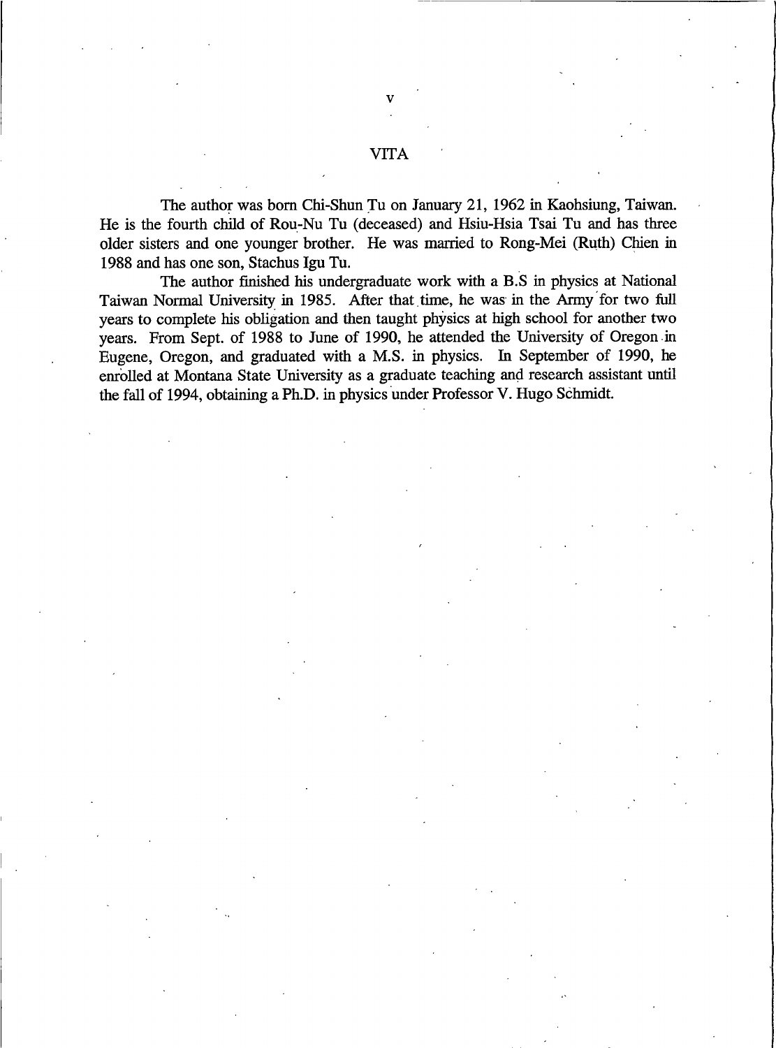# VITA

The author was born Chi-Shun Tu on January 21, 1962 in Kaohsiung, Taiwan. He is the fourth child of Rou-Nu Tu (deceased) and Hsiu-Hsia Tsai Tu and has three older sisters and one younger brother. He was married to Rong-Mei (Ruth) Chien in 1988 and has one son, Stachus Igu Tu.

The author finished his undergraduate work with a B.S in physics at National Taiwan Normal University in 1985. After that time, he was in the Army for two full years to complete his obligation and then taught physics at high school for another two years. From Sept. of 1988 to June of 1990, he attended the University of Oregon in Eugene, Oregon, and graduated with a M.S. in physics. In September of 1990, he enrolled at Montana State University as a graduate teaching and research assistant until the fall of 1994, obtaining a Ph.D. in physics under Professor V. Hugo Schmidt.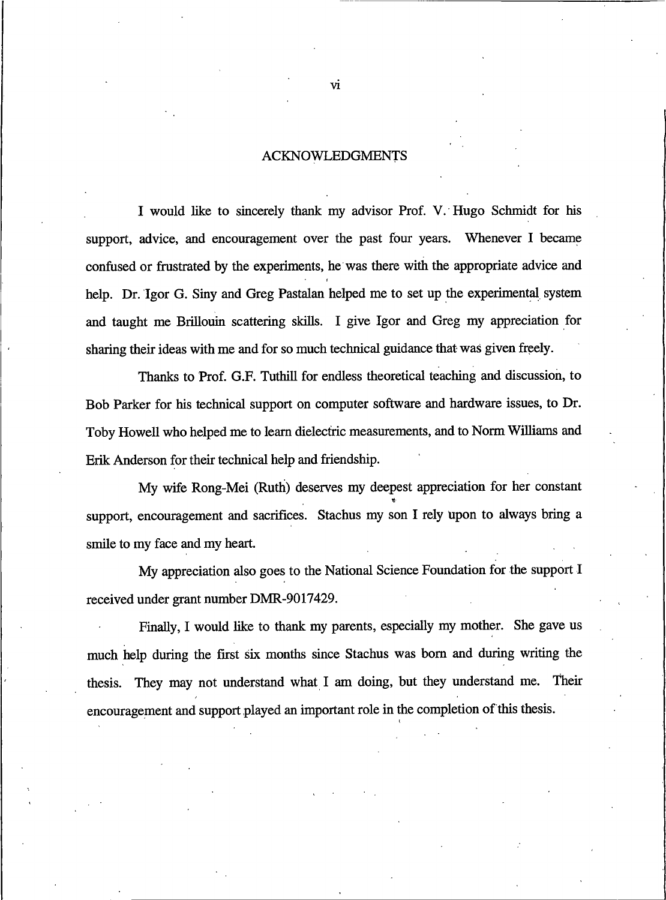## ACKNOWLEDGMENTS

I would like to sincerely thank my advisor Prof. V. Hugo Schmidt for his support, advice, and encouragement over the past four years. Whenever I became confused or frustrated by the experiments, he was there with the appropriate advice and help. Dr. Igor G. Siny and Greg Pastalan helped me to set up the experimental system and taught me Brillouin scattering skills. I give Igor and Greg my appreciation for sharing their ideas with me and for so much technical guidance that was given freely.

Thanks to Prof. G.F. Tuthill for endless theoretical teaching and discussion, to Bob Parker for his technical support on computer software and hardware issues, to Dr. Toby Howell who helped me to learn dielectric measurements, and to Norm Williams and Erik Anderson for their technical help and friendship.

My wife Rong-Mei (Ruth) deserves my deepest appreciation for her constant support, encouragement and sacrifices. Stachus my son I rely upon to always bring a smile to my face and my heart.

My appreciation also goes to the National Science Foundation for the support I received under grant number DMR-9017429.

Finally, I would like to thank my parents, especially my mother. She gave us much help during the first six months since Stachus was born and during writing the thesis. They may not understand what I am doing, but they understand me. Their encouragement and support played an important role in the completion of this thesis.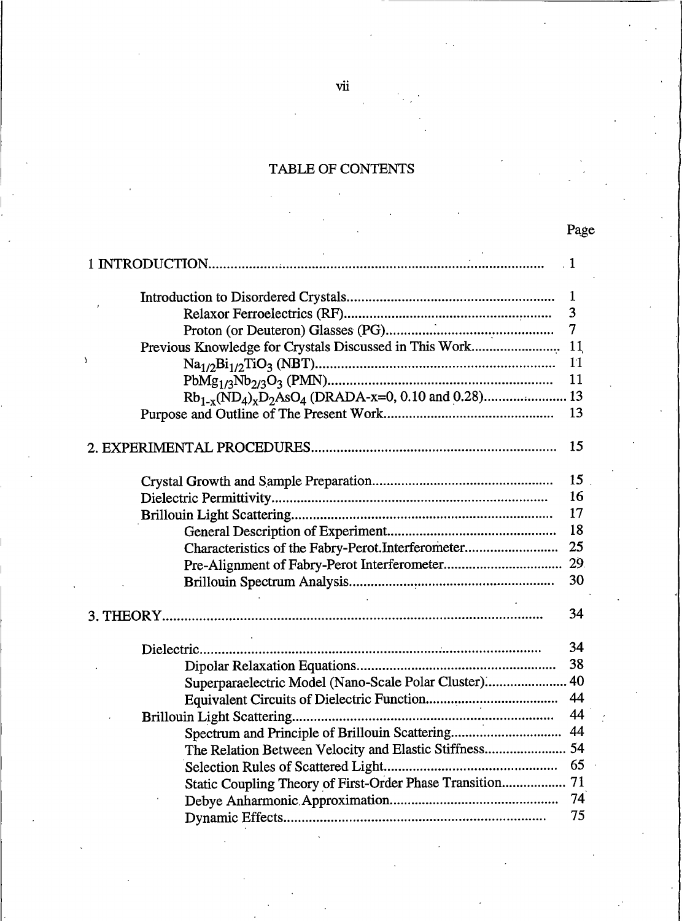# TABLE OF CONTENTS

| | Page |
|---|---|
| 1 INTRODUCTION | 1 |
| Introduction to Disordered Crystals | 1 |
| Relaxor Ferroelectrics (RF) | 3 |
| Proton (or Deuteron) Glasses (PG) | 7 |
| Previous Knowledge for Crystals Discussed in This Work | 11 |
| $Na_{1/2}Bi_{1/2}TiO_3$ (NBT) | 11 |
| $PbMg_{1/3}Nb_{2/3}O_3$ (PMN) | 11 |
| $Rb_{1-x}(ND_4)_xD_2AsO_4$ (DRADA-x=0, 0.10 and 0.28) | 13 |
| Purpose and Outline of The Present Work | 13 |
| 2. EXPERIMENTAL PROCEDURES | 15 |
| Crystal Growth and Sample Preparation | 15 |
| Dielectric Permittivity | 16 |
| Brillouin Light Scattering | 17 |
| General Description of Experiment | 18 |
| Characteristics of the Fabry-Perot Interferometer | 25 |
| Pre-Alignment of Fabry-Perot Interferometer | 29 |
| Brillouin Spectrum Analysis | 30 |
| 3. THEORY | 34 |
| Dielectric | 34 |
| Dipolar Relaxation Equations | 38 |
| Superparaelectric Model (Nano-Scale Polar Cluster) | 40 |
| Equivalent Circuits of Dielectric Function | 44 |
| Brillouin Light Scattering | 44 |
| Spectrum and Principle of Brillouin Scattering | 44 |
| The Relation Between Velocity and Elastic Stiffness | 54 |
| Selection Rules of Scattered Light | 65 |
| Static Coupling Theory of First-Order Phase Transition | 71 |
| Debye Anharmonic Approximation | 74 |
| Dynamic Effects | 75 |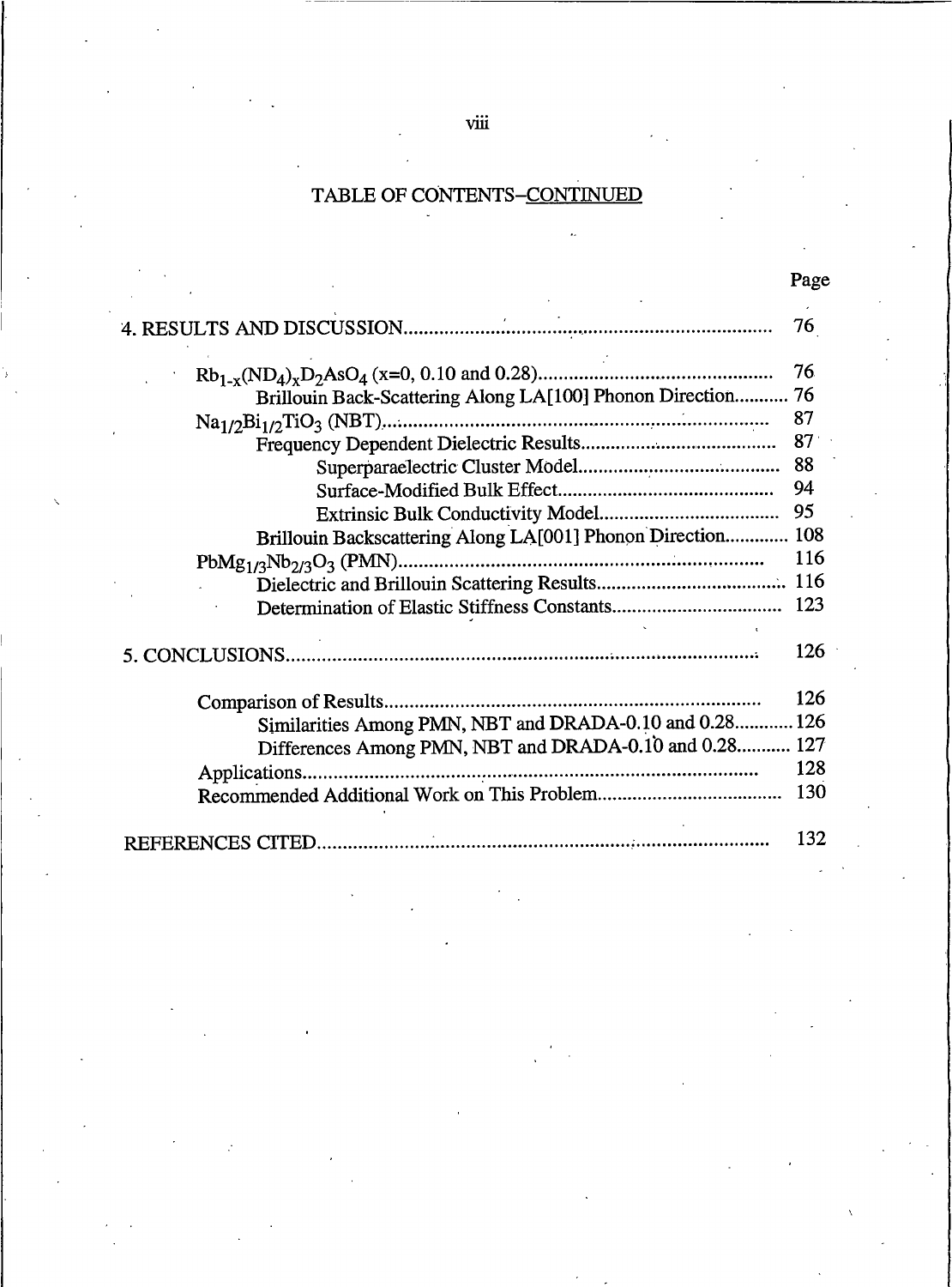TABLE OF CONTENTS–CONTINUED

| | Page |
|---|---|
| 4. RESULTS AND DISCUSSION | 76 |
| $Rb_{1-x}(ND_4)_xD_2AsO_4$ (x=0, 0.10 and 0.28) | 76 |
| Brillouin Back-Scattering Along LA[100] Phonon Direction | 76 |
| $Na_{1/2}Bi_{1/2}TiO_3$ (NBT) | 87 |
| Frequency Dependent Dielectric Results | 87 |
| Superparaelectric Cluster Model | 88 |
| Surface-Modified Bulk Effect | 94 |
| Extrinsic Bulk Conductivity Model | 95 |
| Brillouin Backscattering Along LA[001] Phonon Direction | 108 |
| $PbMg_{1/3}Nb_{2/3}O_3$ (PMN) | 116 |
| Dielectric and Brillouin Scattering Results | 116 |
| Determination of Elastic Stiffness Constants | 123 |
| 5. CONCLUSIONS | 126 |
| Comparison of Results | 126 |
| Similarities Among PMN, NBT and DRADA-0.10 and 0.28 | 126 |
| Differences Among PMN, NBT and DRADA-0.10 and 0.28 | 127 |
| Applications | 128 |
| Recommended Additional Work on This Problem | 130 |
| REFERENCES CITED | 132 |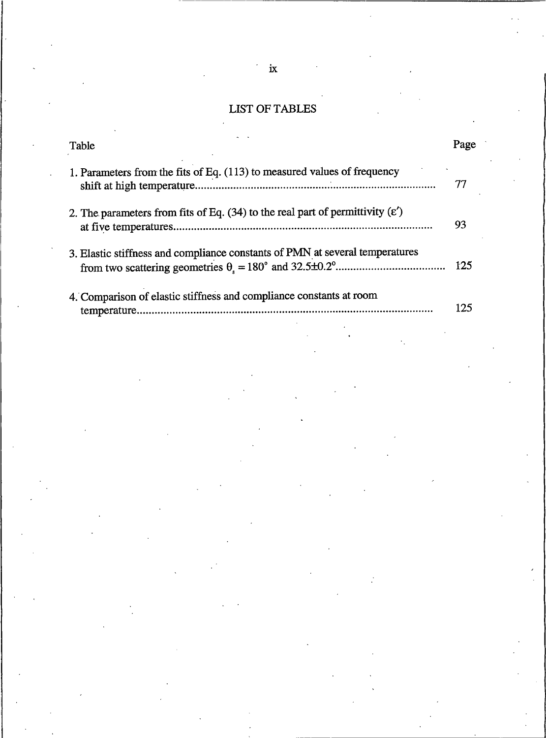# LIST OF TABLES

| Table | Page |
|---|---|
| 1. Parameters from the fits of Eq. (113) to measured values of frequency shift at high temperature | 77 |
| 2. The parameters from fits of Eq. (34) to the real part of permittivity ($\varepsilon'$) at five temperatures | 93 |
| 3. Elastic stiffness and compliance constants of PMN at several temperatures from two scattering geometries $\theta_s = 180^\circ$ and $32.5 \pm 0.2^\circ$ | 125 |
| 4. Comparison of elastic stiffness and compliance constants at room temperature | 125 |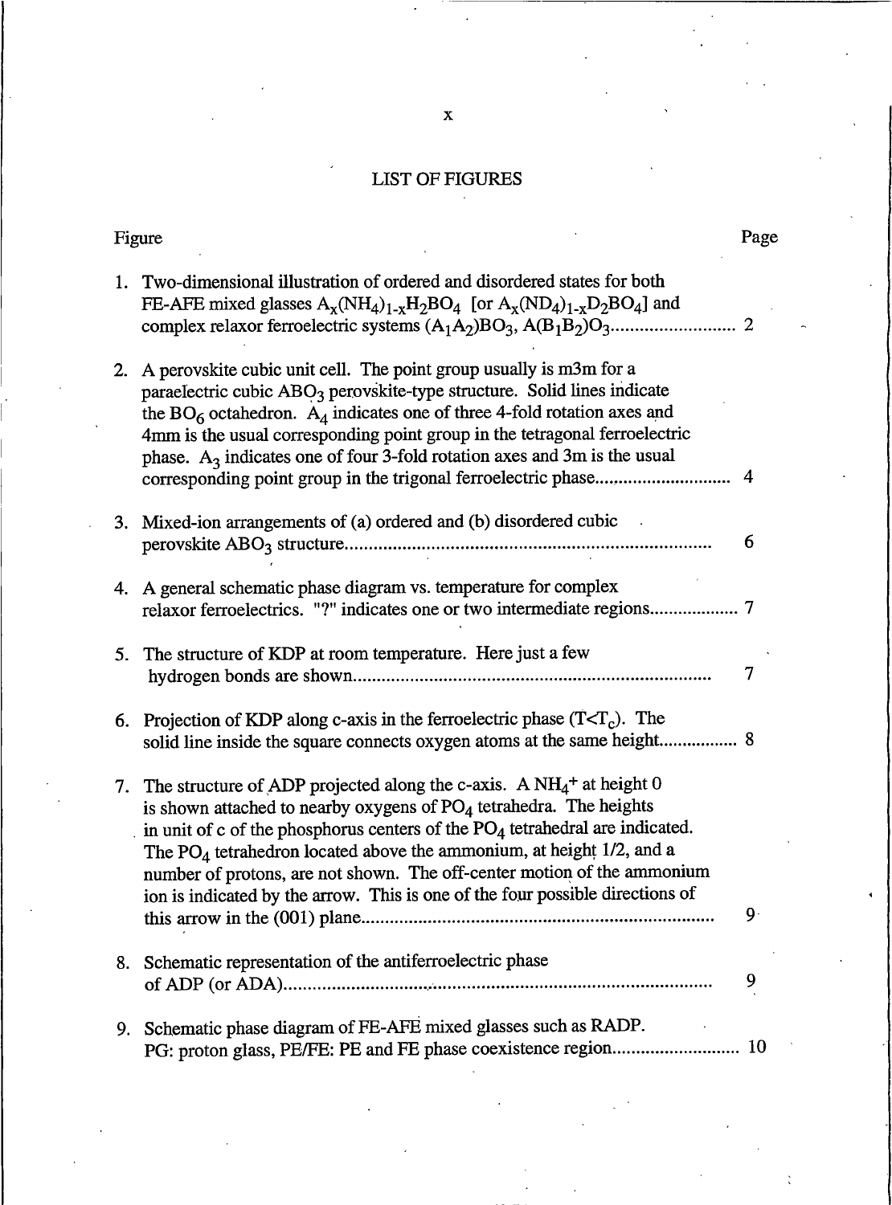# LIST OF FIGURES

| Figure | Page |
|---|---|
| 1. Two-dimensional illustration of ordered and disordered states for both FE-AFE mixed glasses $A_x(NH_4)_{1-x}H_2BO_4$ [or $A_x(ND_4)_{1-x}D_2BO_4$] and complex relaxor ferroelectric systems $(A_1A_2)BO_3$, $A(B_1B_2)O_3$ | 2 |
| 2. A perovskite cubic unit cell. The point group usually is m3m for a paraelectric cubic $ABO_3$ perovskite-type structure. Solid lines indicate the $BO_6$ octahedron. $A_4$ indicates one of three 4-fold rotation axes and 4mm is the usual corresponding point group in the tetragonal ferroelectric phase. $A_3$ indicates one of four 3-fold rotation axes and 3m is the usual corresponding point group in the trigonal ferroelectric phase | 4 |
| 3. Mixed-ion arrangements of (a) ordered and (b) disordered cubic perovskite $ABO_3$ structure | 6 |
| 4. A general schematic phase diagram vs. temperature for complex relaxor ferroelectrics. "?" indicates one or two intermediate regions | 7 |
| 5. The structure of KDP at room temperature. Here just a few hydrogen bonds are shown | 7 |
| 6. Projection of KDP along c-axis in the ferroelectric phase ($T<T_c$). The solid line inside the square connects oxygen atoms at the same height | 8 |
| 7. The structure of ADP projected along the c-axis. A $NH_4^+$ at height 0 is shown attached to nearby oxygens of $PO_4$ tetrahedra. The heights in unit of c of the phosphorus centers of the $PO_4$ tetrahedral are indicated. The $PO_4$ tetrahedron located above the ammonium, at height 1/2, and a number of protons, are not shown. The off-center motion of the ammonium ion is indicated by the arrow. This is one of the four possible directions of this arrow in the (001) plane | 9 |
| 8. Schematic representation of the antiferroelectric phase of ADP (or ADA) | 9 |
| 9. Schematic phase diagram of FE-AFE mixed glasses such as RADP. PG: proton glass, PE/FE: PE and FE phase coexistence region | 10 |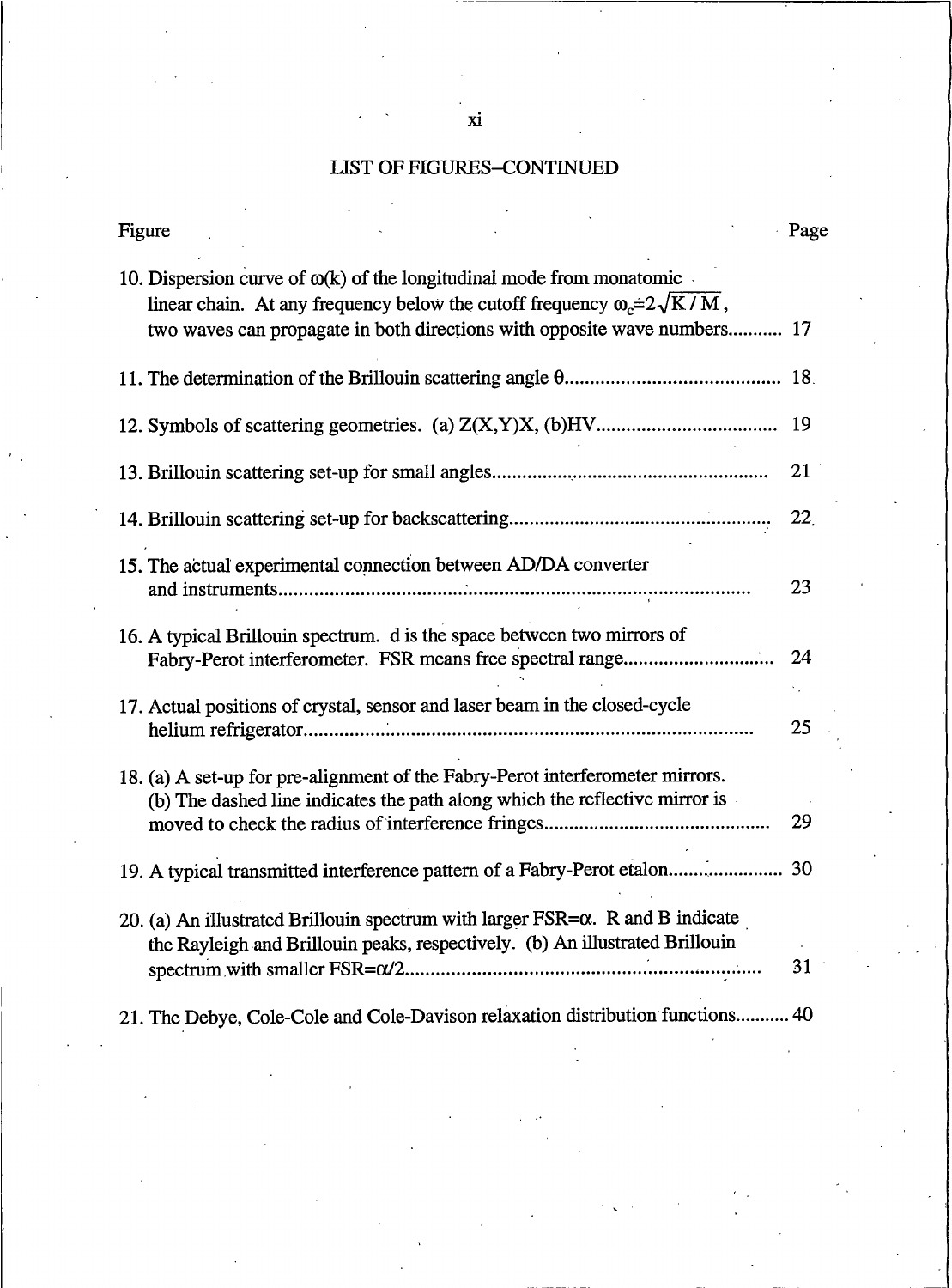LIST OF FIGURES–CONTINUED

| Figure | Page |
| --- | --- |
| 10. Dispersion curve of $\omega(k)$ of the longitudinal mode from monatomic linear chain. At any frequency below the cutoff frequency $\omega_c=2\sqrt{K/M}$, two waves can propagate in both directions with opposite wave numbers | 17 |
| 11. The determination of the Brillouin scattering angle $\theta$ | 18 |
| 12. Symbols of scattering geometries. (a) Z(X,Y)X, (b)HV | 19 |
| 13. Brillouin scattering set-up for small angles | 21 |
| 14. Brillouin scattering set-up for backscattering | 22 |
| 15. The actual experimental connection between AD/DA converter and instruments | 23 |
| 16. A typical Brillouin spectrum. d is the space between two mirrors of Fabry-Perot interferometer. FSR means free spectral range | 24 |
| 17. Actual positions of crystal, sensor and laser beam in the closed-cycle helium refrigerator | 25 |
| 18. (a) A set-up for pre-alignment of the Fabry-Perot interferometer mirrors. (b) The dashed line indicates the path along which the reflective mirror is moved to check the radius of interference fringes | 29 |
| 19. A typical transmitted interference pattern of a Fabry-Perot etalon | 30 |
| 20. (a) An illustrated Brillouin spectrum with larger FSR=$\alpha$. R and B indicate the Rayleigh and Brillouin peaks, respectively. (b) An illustrated Brillouin spectrum with smaller FSR=$\alpha/2$ | 31 |
| 21. The Debye, Cole-Cole and Cole-Davison relaxation distribution functions | 40 |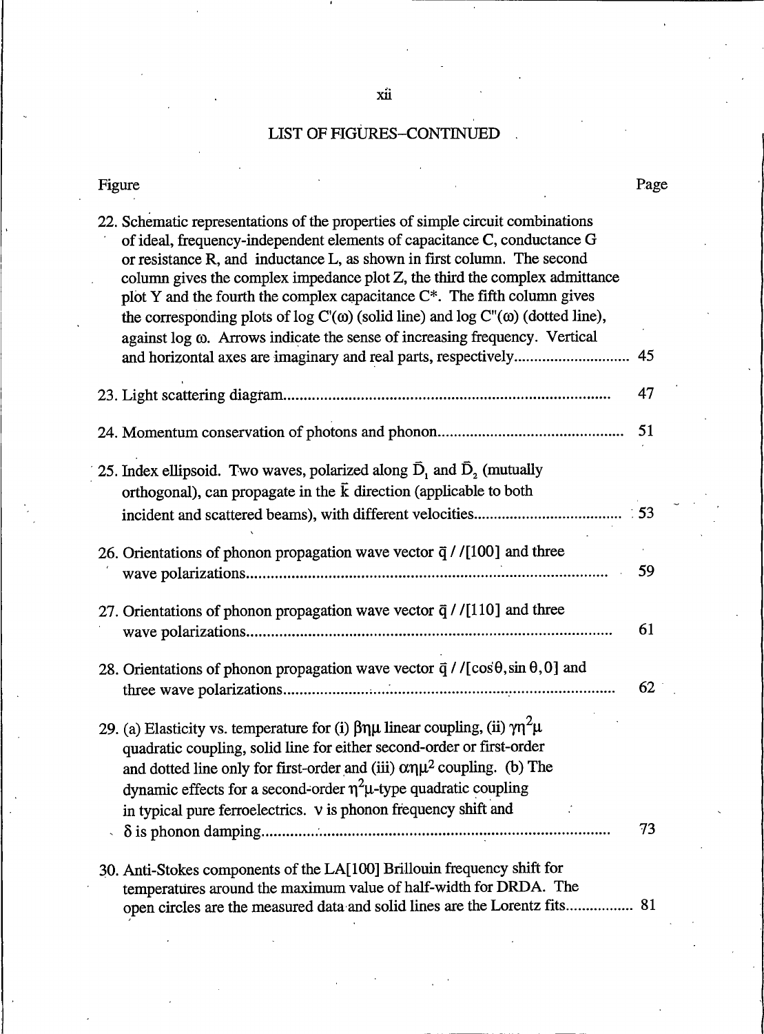## LIST OF FIGURES–CONTINUED

| Figure | Page |
|---|---|
| 22. Schematic representations of the properties of simple circuit combinations of ideal, frequency-independent elements of capacitance C, conductance G or resistance R, and inductance L, as shown in first column. The second column gives the complex impedance plot Z, the third the complex admittance plot Y and the fourth the complex capacitance C*. The fifth column gives the corresponding plots of log $C'(\omega)$ (solid line) and log $C''(\omega)$ (dotted line), against log $\omega$. Arrows indicate the sense of increasing frequency. Vertical and horizontal axes are imaginary and real parts, respectively | 45 |
| 23. Light scattering diagram | 47 |
| 24. Momentum conservation of photons and phonon | 51 |
| 25. Index ellipsoid. Two waves, polarized along $\vec{D}_1$ and $\vec{D}_2$ (mutually orthogonal), can propagate in the $\vec{k}$ direction (applicable to both incident and scattered beams), with different velocities | 53 |
| 26. Orientations of phonon propagation wave vector $\vec{q}$ / /[100] and three wave polarizations | 59 |
| 27. Orientations of phonon propagation wave vector $\vec{q}$ / /[110] and three wave polarizations | 61 |
| 28. Orientations of phonon propagation wave vector $\vec{q}$ / /$[\cos\theta, \sin\theta, 0]$ and three wave polarizations | 62 |
| 29. (a) Elasticity vs. temperature for (i) $\beta\eta\mu$ linear coupling, (ii) $\gamma\eta^2\mu$ quadratic coupling, solid line for either second-order or first-order and dotted line only for first-order and (iii) $\alpha\eta\mu^2$ coupling. (b) The dynamic effects for a second-order $\eta^2\mu$-type quadratic coupling in typical pure ferroelectrics. $\nu$ is phonon frequency shift and $\delta$ is phonon damping | 73 |
| 30. Anti-Stokes components of the LA[100] Brillouin frequency shift for temperatures around the maximum value of half-width for DRDA. The open circles are the measured data and solid lines are the Lorentz fits | 81 |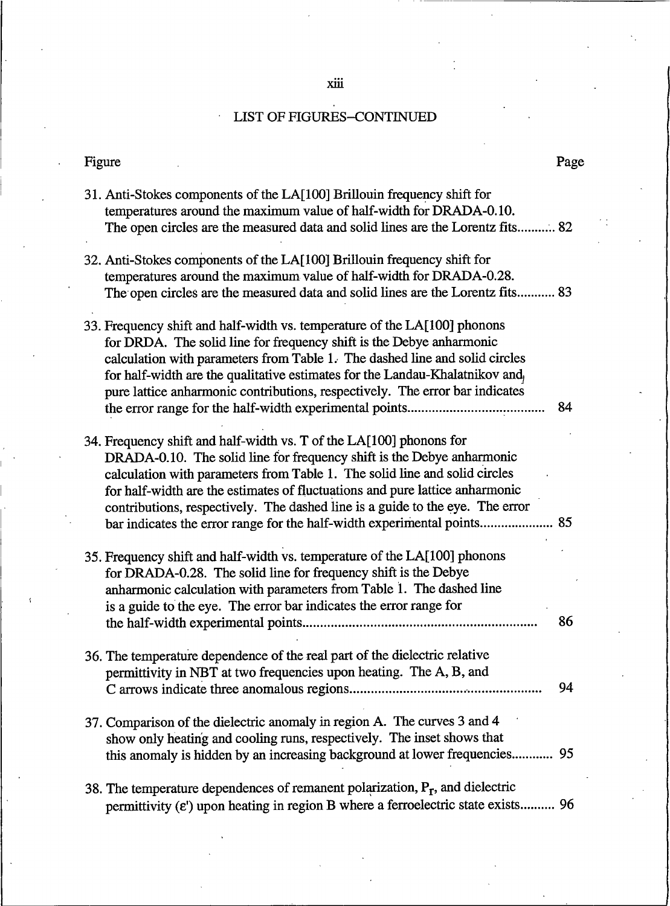LIST OF FIGURES–CONTINUED

| Figure | Page |
|---|---|
| 31. Anti-Stokes components of the LA[100] Brillouin frequency shift for temperatures around the maximum value of half-width for DRADA-0.10. The open circles are the measured data and solid lines are the Lorentz fits | 82 |
| 32. Anti-Stokes components of the LA[100] Brillouin frequency shift for temperatures around the maximum value of half-width for DRADA-0.28. The open circles are the measured data and solid lines are the Lorentz fits | 83 |
| 33. Frequency shift and half-width vs. temperature of the LA[100] phonons for DRDA. The solid line for frequency shift is the Debye anharmonic calculation with parameters from Table 1. The dashed line and solid circles for half-width are the qualitative estimates for the Landau-Khalatnikov and pure lattice anharmonic contributions, respectively. The error bar indicates the error range for the half-width experimental points | 84 |
| 34. Frequency shift and half-width vs. T of the LA[100] phonons for DRADA-0.10. The solid line for frequency shift is the Debye anharmonic calculation with parameters from Table 1. The solid line and solid circles for half-width are the estimates of fluctuations and pure lattice anharmonic contributions, respectively. The dashed line is a guide to the eye. The error bar indicates the error range for the half-width experimental points | 85 |
| 35. Frequency shift and half-width vs. temperature of the LA[100] phonons for DRADA-0.28. The solid line for frequency shift is the Debye anharmonic calculation with parameters from Table 1. The dashed line is a guide to the eye. The error bar indicates the error range for the half-width experimental points | 86 |
| 36. The temperature dependence of the real part of the dielectric relative permittivity in NBT at two frequencies upon heating. The A, B, and C arrows indicate three anomalous regions | 94 |
| 37. Comparison of the dielectric anomaly in region A. The curves 3 and 4 show only heating and cooling runs, respectively. The inset shows that this anomaly is hidden by an increasing background at lower frequencies | 95 |
| 38. The temperature dependences of remanent polarization, $P_r$, and dielectric permittivity ($\varepsilon'$) upon heating in region B where a ferroelectric state exists | 96 |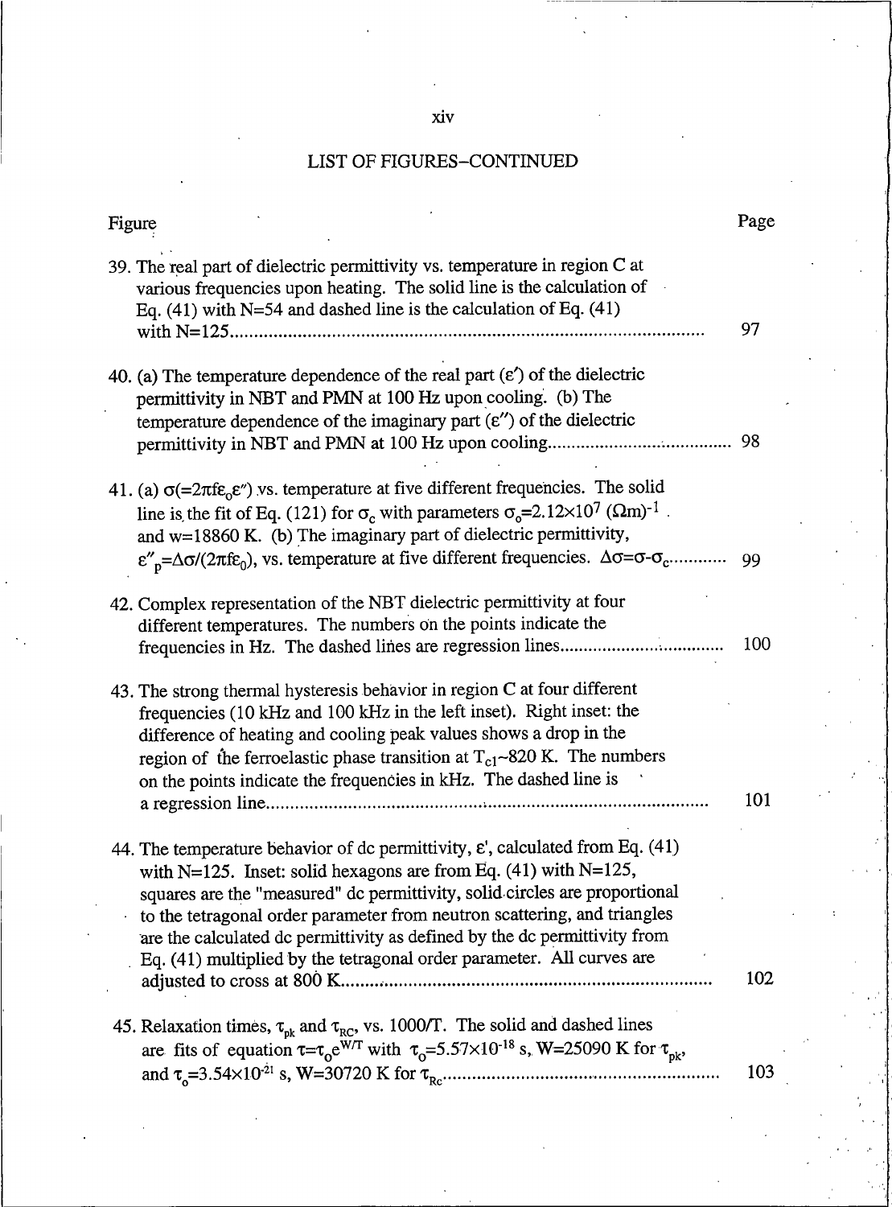## LIST OF FIGURES–CONTINUED

| Figure | Page |
|---|---|
| 39. The real part of dielectric permittivity vs. temperature in region C at various frequencies upon heating. The solid line is the calculation of Eq. (41) with N=54 and dashed line is the calculation of Eq. (41) with N=125 | 97 |
| 40. (a) The temperature dependence of the real part ($\varepsilon'$) of the dielectric permittivity in NBT and PMN at 100 Hz upon cooling. (b) The temperature dependence of the imaginary part ($\varepsilon''$) of the dielectric permittivity in NBT and PMN at 100 Hz upon cooling | 98 |
| 41. (a) $\sigma(=2\pi f \varepsilon_0 \varepsilon'')$ vs. temperature at five different frequencies. The solid line is the fit of Eq. (121) for $\sigma_c$ with parameters $\sigma_o=2.12\times10^7$ $(\Omega m)^{-1}$ and w=18860 K. (b) The imaginary part of dielectric permittivity, $\varepsilon''_p=\Delta\sigma/(2\pi f \varepsilon_0)$, vs. temperature at five different frequencies. $\Delta\sigma=\sigma-\sigma_c$ | 99 |
| 42. Complex representation of the NBT dielectric permittivity at four different temperatures. The numbers on the points indicate the frequencies in Hz. The dashed lines are regression lines | 100 |
| 43. The strong thermal hysteresis behavior in region C at four different frequencies (10 kHz and 100 kHz in the left inset). Right inset: the difference of heating and cooling peak values shows a drop in the region of the ferroelastic phase transition at $T_{c1}$~820 K. The numbers on the points indicate the frequencies in kHz. The dashed line is a regression line | 101 |
| 44. The temperature behavior of dc permittivity, $\varepsilon'$, calculated from Eq. (41) with N=125. Inset: solid hexagons are from Eq. (41) with N=125, squares are the "measured" dc permittivity, solid circles are proportional to the tetragonal order parameter from neutron scattering, and triangles are the calculated dc permittivity as defined by the dc permittivity from Eq. (41) multiplied by the tetragonal order parameter. All curves are adjusted to cross at 800 K | 102 |
| 45. Relaxation times, $\tau_{pk}$ and $\tau_{RC}$, vs. 1000/T. The solid and dashed lines are fits of equation $\tau=\tau_o e^{W/T}$ with $\tau_o=5.57\times10^{-18}$ s, W=25090 K for $\tau_{pk}$, and $\tau_o=3.54\times10^{-21}$ s, W=30720 K for $\tau_{Rc}$ | 103 |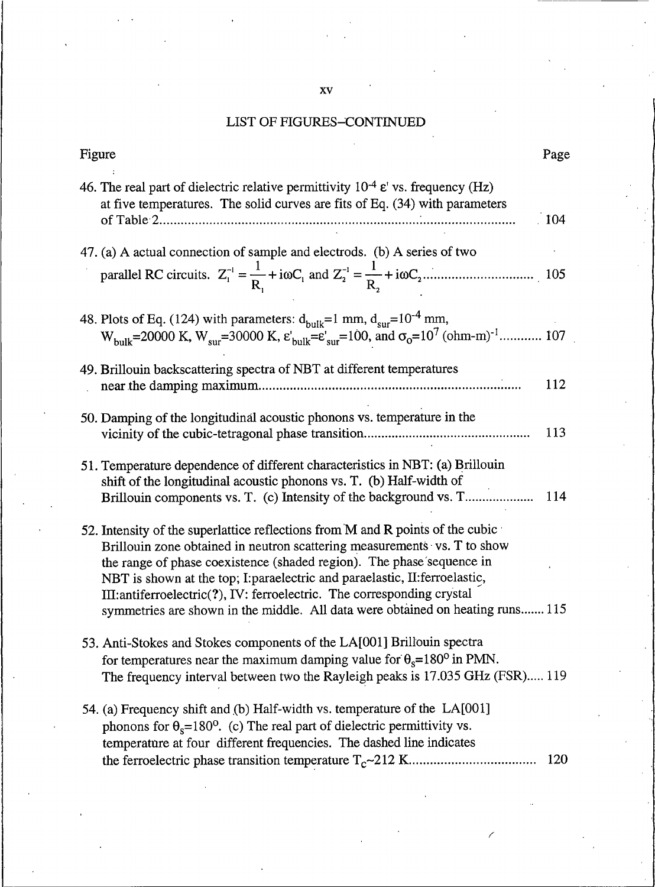## LIST OF FIGURES–CONTINUED

Figure | Page

46. The real part of dielectric relative permittivity $10^{-4}$ ε' vs. frequency (Hz) at five temperatures. The solid curves are fits of Eq. (34) with parameters of Table 2 ........ 104

47. (a) A actual connection of sample and electrodes. (b) A series of two parallel RC circuits. $Z_1^{-1} = \frac{1}{R_1} + i\omega C_1$ and $Z_2^{-1} = \frac{1}{R_2} + i\omega C_2$ ........ 105

48. Plots of Eq. (124) with parameters: $d_{bulk}$=1 mm, $d_{sur}$=$10^{-4}$ mm, $W_{bulk}$=20000 K, $W_{sur}$=30000 K, $\varepsilon'_{bulk}$=$\varepsilon'_{sur}$=100, and $\sigma_0$=$10^7$ (ohm-m)$^{-1}$ ........ 107

49. Brillouin backscattering spectra of NBT at different temperatures near the damping maximum ........ 112

50. Damping of the longitudinal acoustic phonons vs. temperature in the vicinity of the cubic-tetragonal phase transition ........ 113

51. Temperature dependence of different characteristics in NBT: (a) Brillouin shift of the longitudinal acoustic phonons vs. T. (b) Half-width of Brillouin components vs. T. (c) Intensity of the background vs. T ........ 114

52. Intensity of the superlattice reflections from M and R points of the cubic Brillouin zone obtained in neutron scattering measurements vs. T to show the range of phase coexistence (shaded region). The phase sequence in NBT is shown at the top; I:paraelectric and paraelastic, II:ferroelastic, III:antiferroelectric(?), IV: ferroelectric. The corresponding crystal symmetries are shown in the middle. All data were obtained on heating runs ........ 115

53. Anti-Stokes and Stokes components of the LA[001] Brillouin spectra for temperatures near the maximum damping value for $\theta_s$=180° in PMN. The frequency interval between two the Rayleigh peaks is 17.035 GHz (FSR) ........ 119

54. (a) Frequency shift and (b) Half-width vs. temperature of the LA[001] phonons for $\theta_s$=180°. (c) The real part of dielectric permittivity vs. temperature at four different frequencies. The dashed line indicates the ferroelectric phase transition temperature $T_c$~212 K ........ 120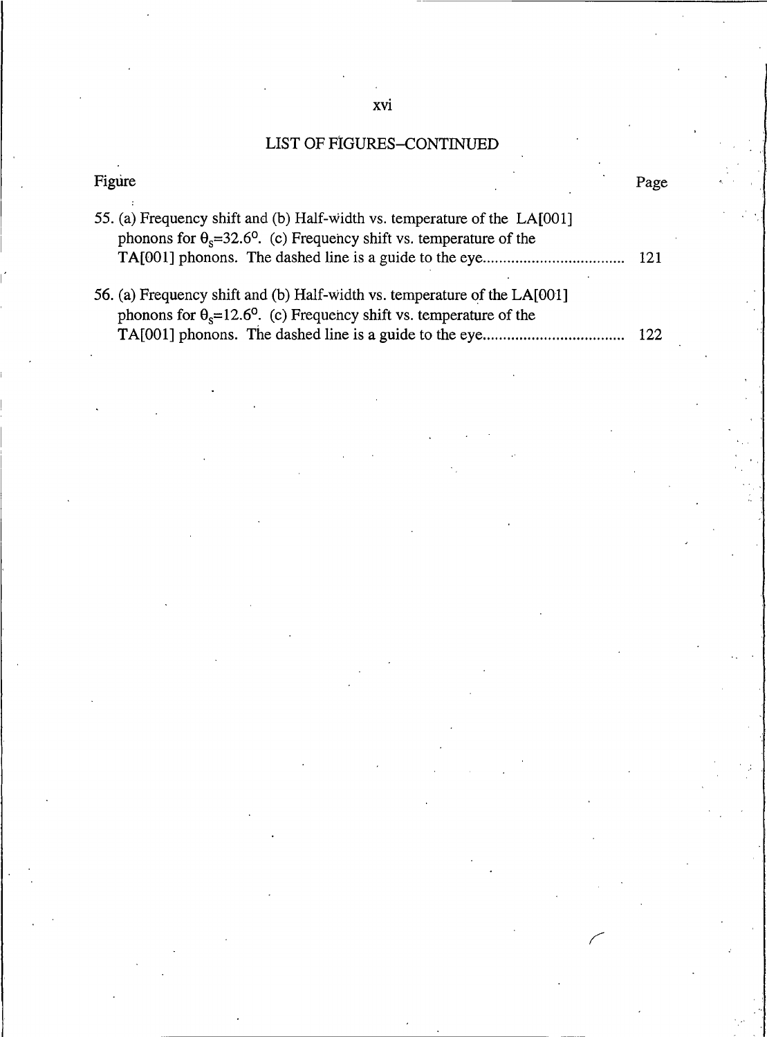## LIST OF FIGURES–CONTINUED

| Figure | Page |
|---|---|
| 55. (a) Frequency shift and (b) Half-width vs. temperature of the LA[001] phonons for $\theta_s$=32.6°. (c) Frequency shift vs. temperature of the TA[001] phonons. The dashed line is a guide to the eye | 121 |
| 56. (a) Frequency shift and (b) Half-width vs. temperature of the LA[001] phonons for $\theta_s$=12.6°. (c) Frequency shift vs. temperature of the TA[001] phonons. The dashed line is a guide to the eye | 122 |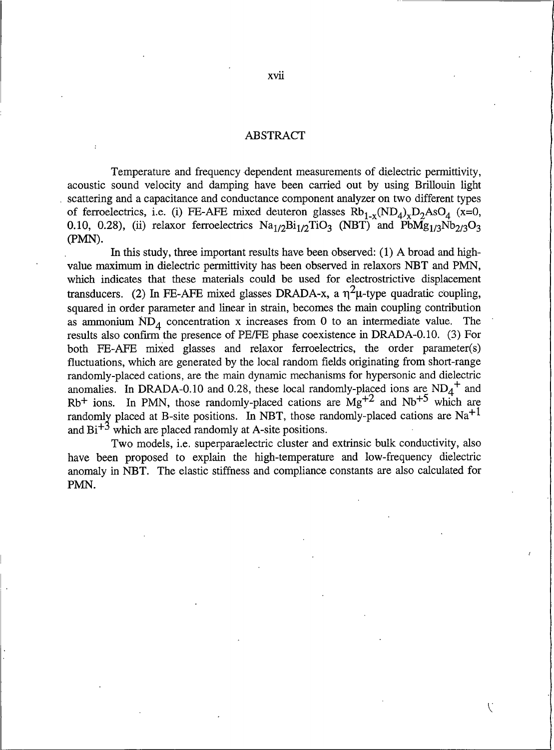# ABSTRACT

Temperature and frequency dependent measurements of dielectric permittivity, acoustic sound velocity and damping have been carried out by using Brillouin light scattering and a capacitance and conductance component analyzer on two different types of ferroelectrics, i.e. (i) FE-AFE mixed deuteron glasses $Rb_{1-x}(ND_4)_xD_2AsO_4$ (x=0, 0.10, 0.28), (ii) relaxor ferroelectrics $Na_{1/2}Bi_{1/2}TiO_3$ (NBT) and $PbMg_{1/3}Nb_{2/3}O_3$ (PMN).

In this study, three important results have been observed: (1) A broad and high-value maximum in dielectric permittivity has been observed in relaxors NBT and PMN, which indicates that these materials could be used for electrostrictive displacement transducers. (2) In FE-AFE mixed glasses DRADA-x, a $\eta^2\mu$-type quadratic coupling, squared in order parameter and linear in strain, becomes the main coupling contribution as ammonium $ND_4$ concentration x increases from 0 to an intermediate value. The results also confirm the presence of PE/FE phase coexistence in DRADA-0.10. (3) For both FE-AFE mixed glasses and relaxor ferroelectrics, the order parameter(s) fluctuations, which are generated by the local random fields originating from short-range randomly-placed cations, are the main dynamic mechanisms for hypersonic and dielectric anomalies. In DRADA-0.10 and 0.28, these local randomly-placed ions are $ND_4^+$ and $Rb^+$ ions. In PMN, those randomly-placed cations are $Mg^{+2}$ and $Nb^{+5}$ which are randomly placed at B-site positions. In NBT, those randomly-placed cations are $Na^{+1}$ and $Bi^{+3}$ which are placed randomly at A-site positions.

Two models, i.e. superparaelectric cluster and extrinsic bulk conductivity, also have been proposed to explain the high-temperature and low-frequency dielectric anomaly in NBT. The elastic stiffness and compliance constants are also calculated for PMN.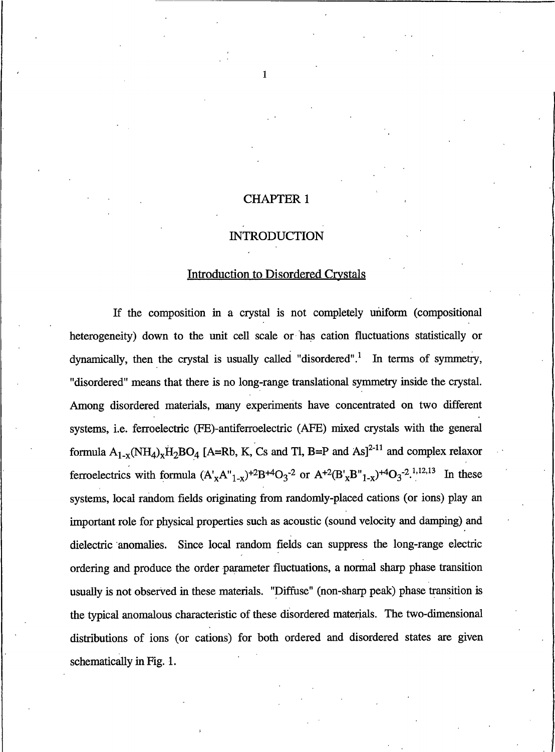# CHAPTER 1

# INTRODUCTION

## Introduction to Disordered Crystals

If the composition in a crystal is not completely uniform (compositional heterogeneity) down to the unit cell scale or has cation fluctuations statistically or dynamically, then the crystal is usually called "disordered".[1] In terms of symmetry, "disordered" means that there is no long-range translational symmetry inside the crystal. Among disordered materials, many experiments have concentrated on two different systems, i.e. ferroelectric (FE)-antiferroelectric (AFE) mixed crystals with the general formula $A_{1-x}(NH_4)_xH_2BO_4$ [A=Rb, K, Cs and Tl, B=P and As][2-11] and complex relaxor ferroelectrics with formula $(A'_xA''_{1-x})^{+2}B^{+4}O_3^{-2}$ or $A^{+2}(B'_xB''_{1-x})^{+4}O_3^{-2}$.[1,12,13] In these systems, local random fields originating from randomly-placed cations (or ions) play an important role for physical properties such as acoustic (sound velocity and damping) and dielectric anomalies. Since local random fields can suppress the long-range electric ordering and produce the order parameter fluctuations, a normal sharp phase transition usually is not observed in these materials. "Diffuse" (non-sharp peak) phase transition is the typical anomalous characteristic of these disordered materials. The two-dimensional distributions of ions (or cations) for both ordered and disordered states are given schematically in Fig. 1.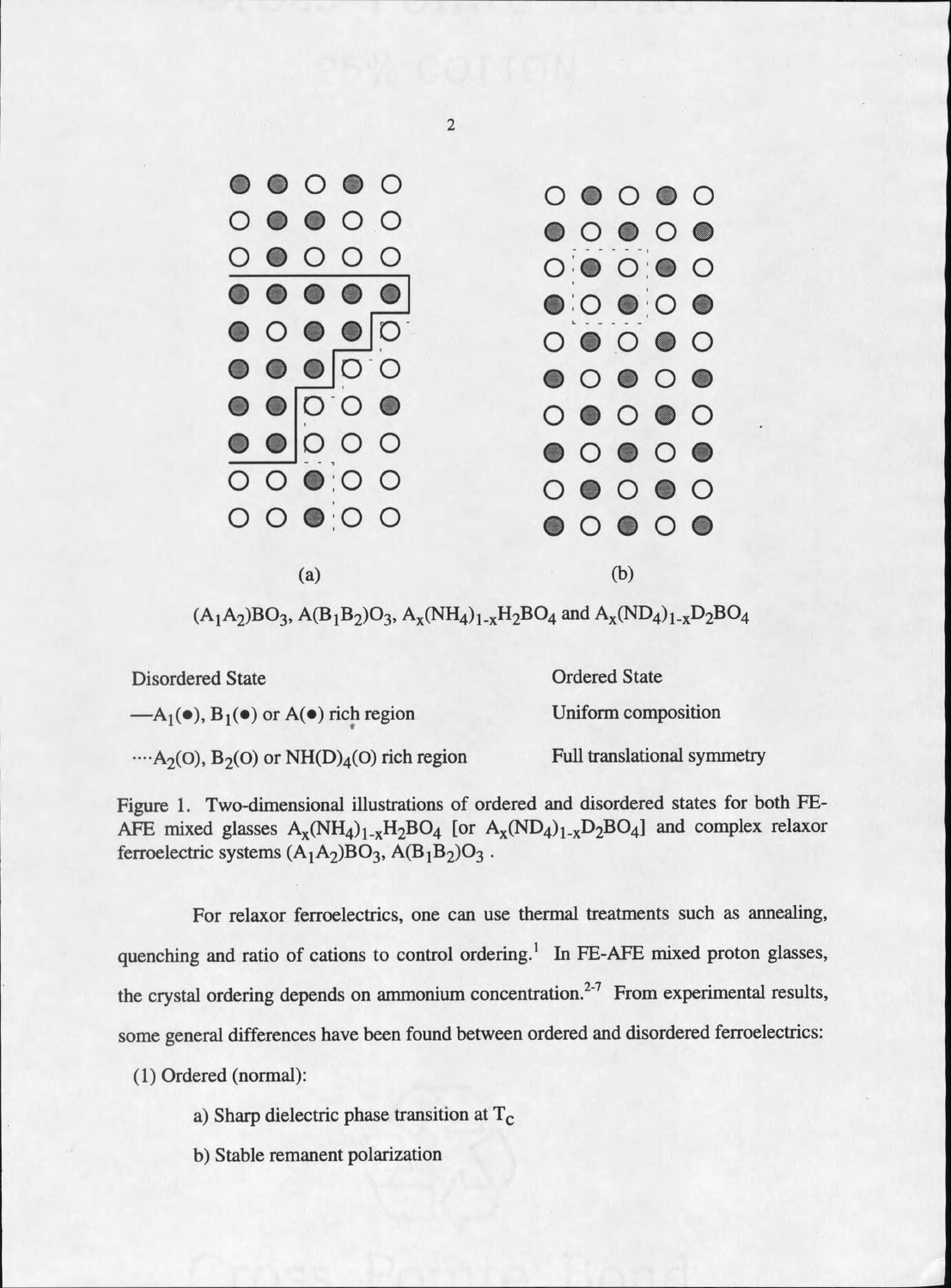(a) (b)

$(A_1A_2)BO_3$, $A(B_1B_2)O_3$, $A_x(NH_4)_{1-x}H_2BO_4$ and $A_x(ND_4)_{1-x}D_2BO_4$

| Disordered State | Ordered State |
|---|---|
| —$A_1$(●), $B_1$(●) or A(●) rich region | Uniform composition |
| ····$A_2$(O), $B_2$(O) or $NH(D)_4$(O) rich region | Full translational symmetry |

Figure 1. Two-dimensional illustrations of ordered and disordered states for both FE-AFE mixed glasses $A_x(NH_4)_{1-x}H_2BO_4$ [or $A_x(ND_4)_{1-x}D_2BO_4$] and complex relaxor ferroelectric systems $(A_1A_2)BO_3$, $A(B_1B_2)O_3$ .

For relaxor ferroelectrics, one can use thermal treatments such as annealing, quenching and ratio of cations to control ordering.[1] In FE-AFE mixed proton glasses, the crystal ordering depends on ammonium concentration.[2-7] From experimental results, some general differences have been found between ordered and disordered ferroelectrics:

(1) Ordered (normal):

a) Sharp dielectric phase transition at $T_c$

b) Stable remanent polarization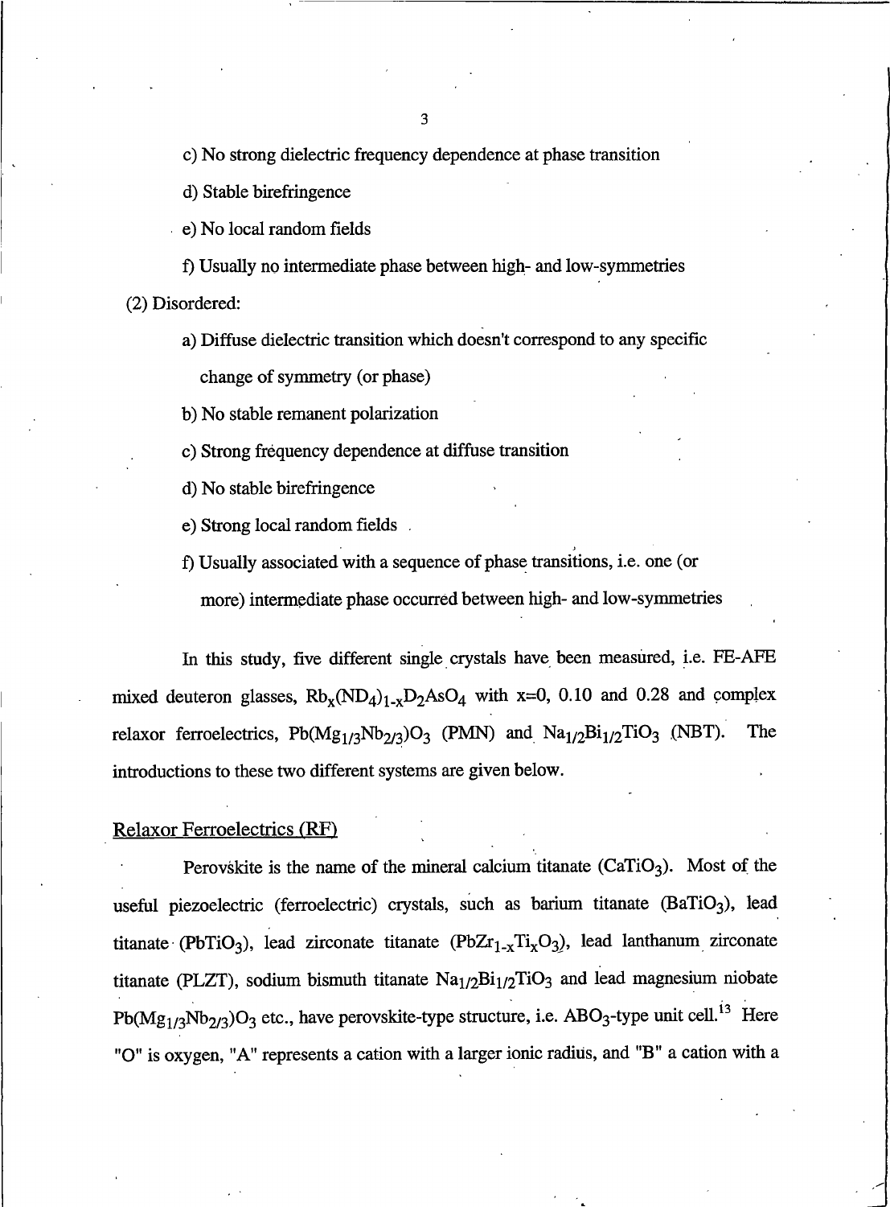c) No strong dielectric frequency dependence at phase transition

d) Stable birefringence

e) No local random fields

f) Usually no intermediate phase between high- and low-symmetries

(2) Disordered:

a) Diffuse dielectric transition which doesn't correspond to any specific change of symmetry (or phase)

b) No stable remanent polarization

c) Strong frequency dependence at diffuse transition

d) No stable birefringence

e) Strong local random fields

f) Usually associated with a sequence of phase transitions, i.e. one (or more) intermediate phase occurred between high- and low-symmetries

In this study, five different single crystals have been measured, i.e. FE-AFE mixed deuteron glasses, $Rb_x(ND_4)_{1-x}D_2AsO_4$ with x=0, 0.10 and 0.28 and complex relaxor ferroelectrics, $Pb(Mg_{1/3}Nb_{2/3})O_3$ (PMN) and $Na_{1/2}Bi_{1/2}TiO_3$ (NBT). The introductions to these two different systems are given below.

## Relaxor Ferroelectrics (RF)

Perovskite is the name of the mineral calcium titanate ($CaTiO_3$). Most of the useful piezoelectric (ferroelectric) crystals, such as barium titanate ($BaTiO_3$), lead titanate ($PbTiO_3$), lead zirconate titanate ($PbZr_{1-x}Ti_xO_3$), lead lanthanum zirconate titanate (PLZT), sodium bismuth titanate $Na_{1/2}Bi_{1/2}TiO_3$ and lead magnesium niobate $Pb(Mg_{1/3}Nb_{2/3})O_3$ etc., have perovskite-type structure, i.e. $ABO_3$-type unit cell.[13] Here "O" is oxygen, "A" represents a cation with a larger ionic radius, and "B" a cation with a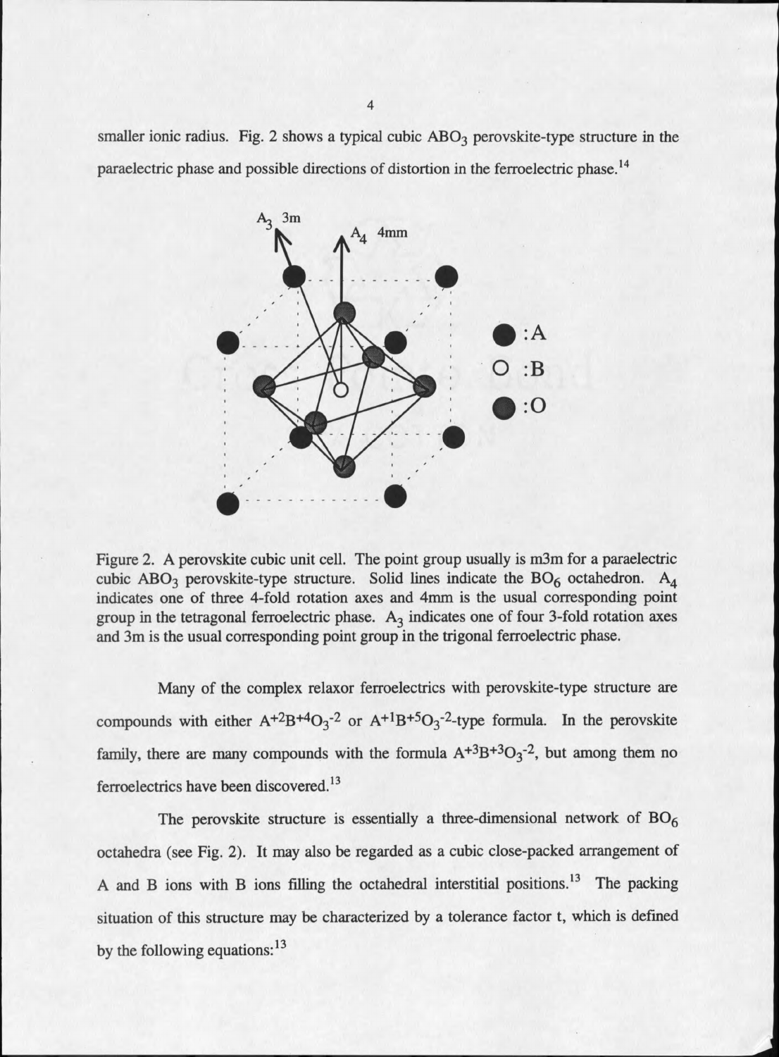smaller ionic radius. Fig. 2 shows a typical cubic $ABO_3$ perovskite-type structure in the paraelectric phase and possible directions of distortion in the ferroelectric phase.[14]

Figure 2. A perovskite cubic unit cell. The point group usually is m3m for a paraelectric cubic $ABO_3$ perovskite-type structure. Solid lines indicate the $BO_6$ octahedron. $A_4$ indicates one of three 4-fold rotation axes and 4mm is the usual corresponding point group in the tetragonal ferroelectric phase. $A_3$ indicates one of four 3-fold rotation axes and 3m is the usual corresponding point group in the trigonal ferroelectric phase.

Many of the complex relaxor ferroelectrics with perovskite-type structure are compounds with either $A^{+2}B^{+4}O_3^{-2}$ or $A^{+1}B^{+5}O_3^{-2}$-type formula. In the perovskite family, there are many compounds with the formula $A^{+3}B^{+3}O_3^{-2}$, but among them no ferroelectrics have been discovered.[13]

The perovskite structure is essentially a three-dimensional network of $BO_6$ octahedra (see Fig. 2). It may also be regarded as a cubic close-packed arrangement of A and B ions with B ions filling the octahedral interstitial positions.[13] The packing situation of this structure may be characterized by a tolerance factor t, which is defined by the following equations:[13]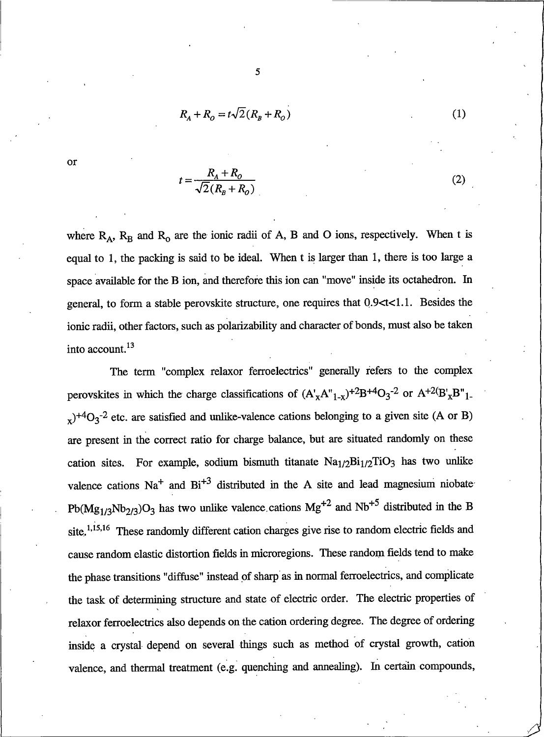$$R_A + R_O = t\sqrt{2}(R_B + R_O) \tag{1}$$

or

$$t = \frac{R_A + R_O}{\sqrt{2}(R_B + R_O)} \tag{2}$$

where $R_A$, $R_B$ and $R_O$ are the ionic radii of A, B and O ions, respectively. When t is equal to 1, the packing is said to be ideal. When t is larger than 1, there is too large a space available for the B ion, and therefore this ion can "move" inside its octahedron. In general, to form a stable perovskite structure, one requires that $0.9<t<1.1$. Besides the ionic radii, other factors, such as polarizability and character of bonds, must also be taken into account.[13]

The term "complex relaxor ferroelectrics" generally refers to the complex perovskites in which the charge classifications of $(A'_xA''_{1-x})^{+2}B^{+4}O_3^{-2}$ or $A^{+2}(B'_xB''_{1-x})^{+4}O_3^{-2}$ etc. are satisfied and unlike-valence cations belonging to a given site (A or B) are present in the correct ratio for charge balance, but are situated randomly on these cation sites. For example, sodium bismuth titanate $Na_{1/2}Bi_{1/2}TiO_3$ has two unlike valence cations $Na^+$ and $Bi^{+3}$ distributed in the A site and lead magnesium niobate $Pb(Mg_{1/3}Nb_{2/3})O_3$ has two unlike valence cations $Mg^{+2}$ and $Nb^{+5}$ distributed in the B site.[1,15,16] These randomly different cation charges give rise to random electric fields and cause random elastic distortion fields in microregions. These random fields tend to make the phase transitions "diffuse" instead of sharp as in normal ferroelectrics, and complicate the task of determining structure and state of electric order. The electric properties of relaxor ferroelectrics also depends on the cation ordering degree. The degree of ordering inside a crystal depend on several things such as method of crystal growth, cation valence, and thermal treatment (e.g. quenching and annealing). In certain compounds,